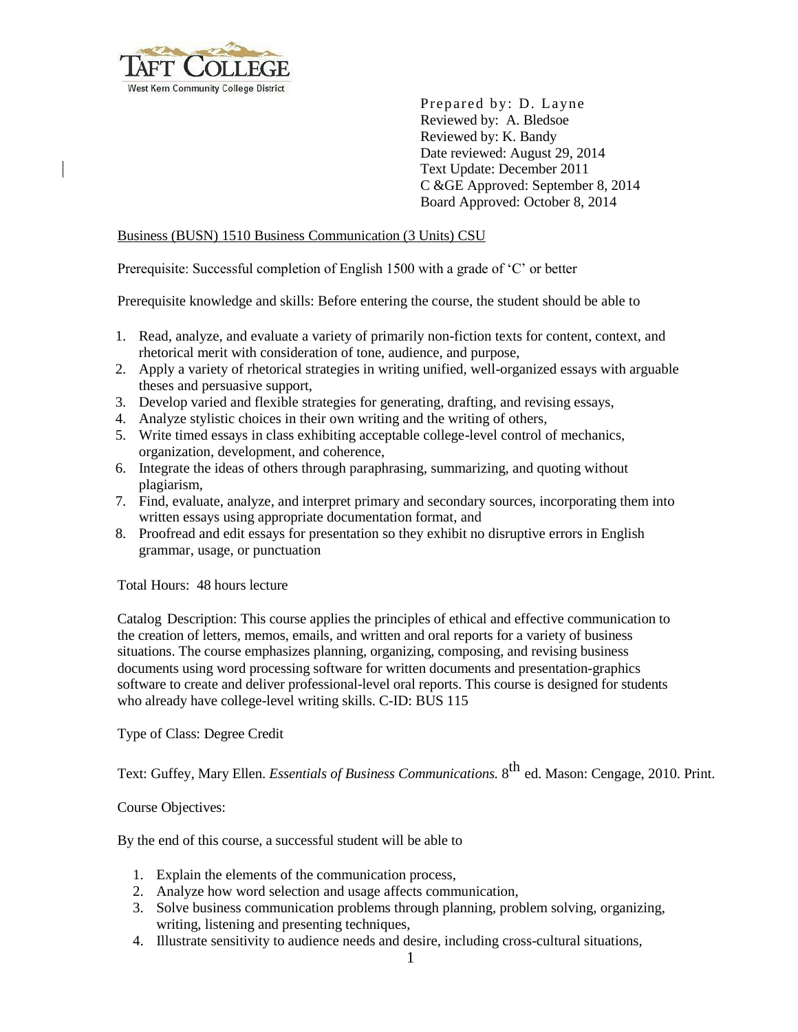TAFT COLLEGE
West Kern Community College District

Prepared by: D. Layne
Reviewed by: A. Bledsoe
Reviewed by: K. Bandy
Date reviewed: August 29, 2014
Text Update: December 2011
C &GE Approved: September 8, 2014
Board Approved: October 8, 2014

Business (BUSN) 1510 Business Communication (3 Units) CSU

Prerequisite: Successful completion of English 1500 with a grade of 'C' or better

Prerequisite knowledge and skills: Before entering the course, the student should be able to

1. Read, analyze, and evaluate a variety of primarily non-fiction texts for content, context, and rhetorical merit with consideration of tone, audience, and purpose,
2. Apply a variety of rhetorical strategies in writing unified, well-organized essays with arguable theses and persuasive support,
3. Develop varied and flexible strategies for generating, drafting, and revising essays,
4. Analyze stylistic choices in their own writing and the writing of others,
5. Write timed essays in class exhibiting acceptable college-level control of mechanics, organization, development, and coherence,
6. Integrate the ideas of others through paraphrasing, summarizing, and quoting without plagiarism,
7. Find, evaluate, analyze, and interpret primary and secondary sources, incorporating them into written essays using appropriate documentation format, and
8. Proofread and edit essays for presentation so they exhibit no disruptive errors in English grammar, usage, or punctuation

Total Hours: 48 hours lecture

Catalog Description: This course applies the principles of ethical and effective communication to the creation of letters, memos, emails, and written and oral reports for a variety of business situations. The course emphasizes planning, organizing, composing, and revising business documents using word processing software for written documents and presentation-graphics software to create and deliver professional-level oral reports. This course is designed for students who already have college-level writing skills. C-ID: BUS 115

Type of Class: Degree Credit

Text: Guffey, Mary Ellen. *Essentials of Business Communications.* 8th ed. Mason: Cengage, 2010. Print.

Course Objectives:

By the end of this course, a successful student will be able to

1. Explain the elements of the communication process,
2. Analyze how word selection and usage affects communication,
3. Solve business communication problems through planning, problem solving, organizing, writing, listening and presenting techniques,
4. Illustrate sensitivity to audience needs and desire, including cross-cultural situations,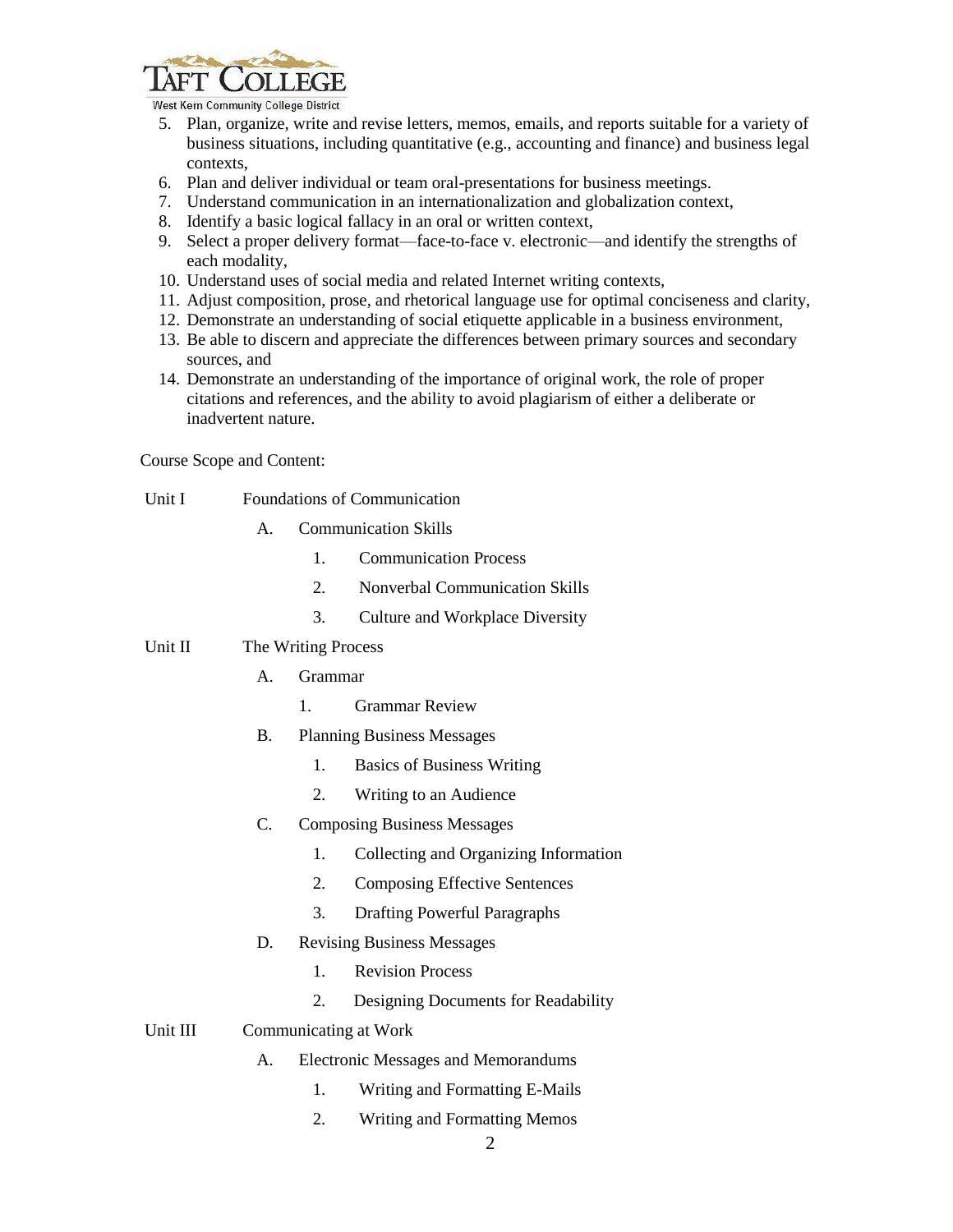5. Plan, organize, write and revise letters, memos, emails, and reports suitable for a variety of business situations, including quantitative (e.g., accounting and finance) and business legal contexts,
6. Plan and deliver individual or team oral-presentations for business meetings.
7. Understand communication in an internationalization and globalization context,
8. Identify a basic logical fallacy in an oral or written context,
9. Select a proper delivery format—face-to-face v. electronic—and identify the strengths of each modality,
10. Understand uses of social media and related Internet writing contexts,
11. Adjust composition, prose, and rhetorical language use for optimal conciseness and clarity,
12. Demonstrate an understanding of social etiquette applicable in a business environment,
13. Be able to discern and appreciate the differences between primary sources and secondary sources, and
14. Demonstrate an understanding of the importance of original work, the role of proper citations and references, and the ability to avoid plagiarism of either a deliberate or inadvertent nature.

Course Scope and Content:

Unit I Foundations of Communication

- A. Communication Skills
  1. Communication Process
  2. Nonverbal Communication Skills
  3. Culture and Workplace Diversity

Unit II The Writing Process

- A. Grammar
  1. Grammar Review
- B. Planning Business Messages
  1. Basics of Business Writing
  2. Writing to an Audience
- C. Composing Business Messages
  1. Collecting and Organizing Information
  2. Composing Effective Sentences
  3. Drafting Powerful Paragraphs
- D. Revising Business Messages
  1. Revision Process
  2. Designing Documents for Readability

Unit III Communicating at Work

- A. Electronic Messages and Memorandums
  1. Writing and Formatting E-Mails
  2. Writing and Formatting Memos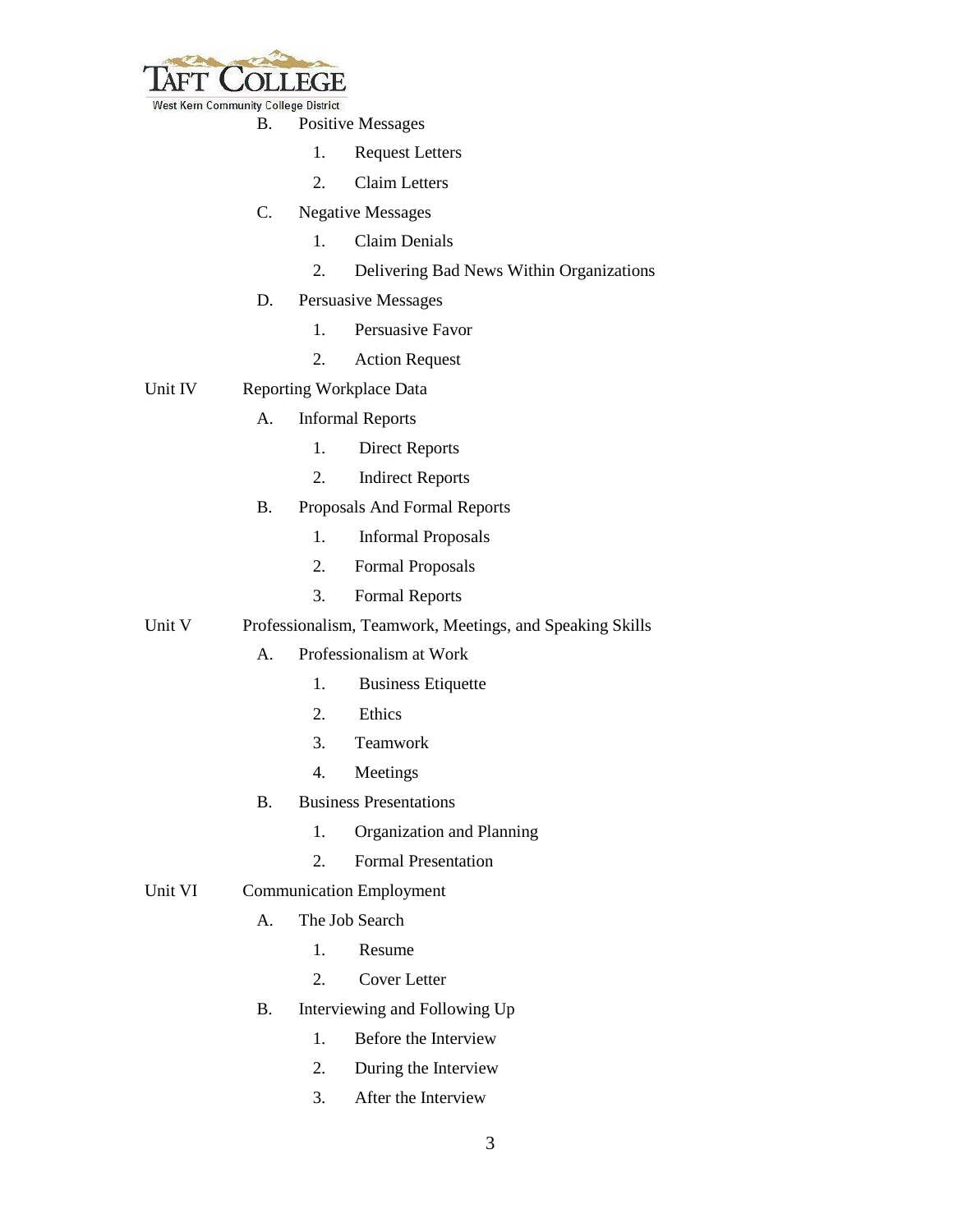B. Positive Messages

1. Request Letters
2. Claim Letters

C. Negative Messages

1. Claim Denials
2. Delivering Bad News Within Organizations

D. Persuasive Messages

1. Persuasive Favor
2. Action Request

Unit IV Reporting Workplace Data

A. Informal Reports

1. Direct Reports
2. Indirect Reports

B. Proposals And Formal Reports

1. Informal Proposals
2. Formal Proposals
3. Formal Reports

Unit V Professionalism, Teamwork, Meetings, and Speaking Skills

A. Professionalism at Work

1. Business Etiquette
2. Ethics
3. Teamwork
4. Meetings

B. Business Presentations

1. Organization and Planning
2. Formal Presentation

Unit VI Communication Employment

A. The Job Search

1. Resume
2. Cover Letter

B. Interviewing and Following Up

1. Before the Interview
2. During the Interview
3. After the Interview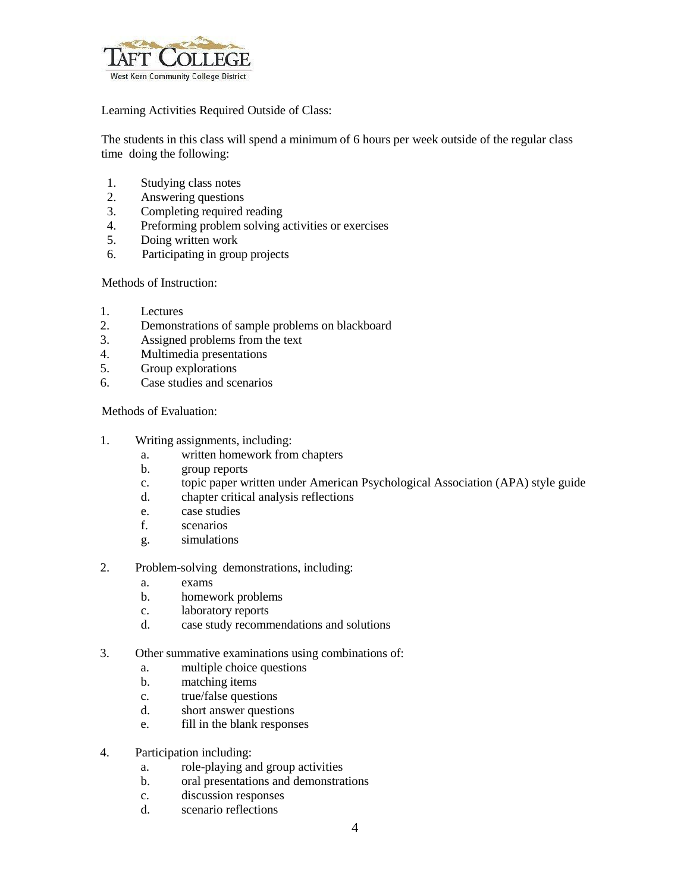Learning Activities Required Outside of Class:

The students in this class will spend a minimum of 6 hours per week outside of the regular class time doing the following:

1. Studying class notes
2. Answering questions
3. Completing required reading
4. Preforming problem solving activities or exercises
5. Doing written work
6. Participating in group projects

Methods of Instruction:

1. Lectures
2. Demonstrations of sample problems on blackboard
3. Assigned problems from the text
4. Multimedia presentations
5. Group explorations
6. Case studies and scenarios

Methods of Evaluation:

1. Writing assignments, including:
   a. written homework from chapters
   b. group reports
   c. topic paper written under American Psychological Association (APA) style guide
   d. chapter critical analysis reflections
   e. case studies
   f. scenarios
   g. simulations

2. Problem-solving demonstrations, including:
   a. exams
   b. homework problems
   c. laboratory reports
   d. case study recommendations and solutions

3. Other summative examinations using combinations of:
   a. multiple choice questions
   b. matching items
   c. true/false questions
   d. short answer questions
   e. fill in the blank responses

4. Participation including:
   a. role-playing and group activities
   b. oral presentations and demonstrations
   c. discussion responses
   d. scenario reflections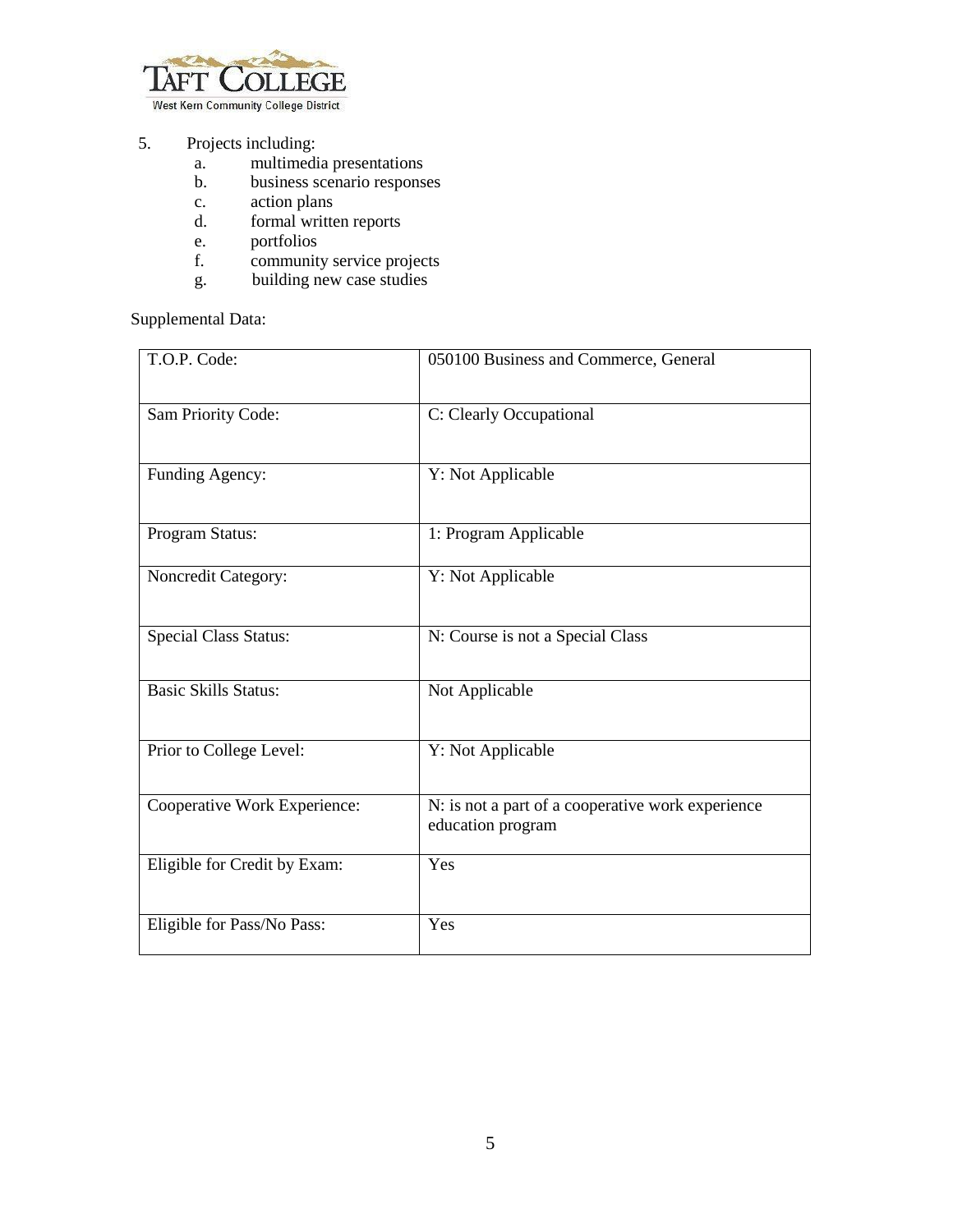5. Projects including:
   a. multimedia presentations
   b. business scenario responses
   c. action plans
   d. formal written reports
   e. portfolios
   f. community service projects
   g. building new case studies

Supplemental Data:

| | |
|---|---|
| T.O.P. Code: | 050100 Business and Commerce, General |
| Sam Priority Code: | C: Clearly Occupational |
| Funding Agency: | Y: Not Applicable |
| Program Status: | 1: Program Applicable |
| Noncredit Category: | Y: Not Applicable |
| Special Class Status: | N: Course is not a Special Class |
| Basic Skills Status: | Not Applicable |
| Prior to College Level: | Y: Not Applicable |
| Cooperative Work Experience: | N: is not a part of a cooperative work experience education program |
| Eligible for Credit by Exam: | Yes |
| Eligible for Pass/No Pass: | Yes |